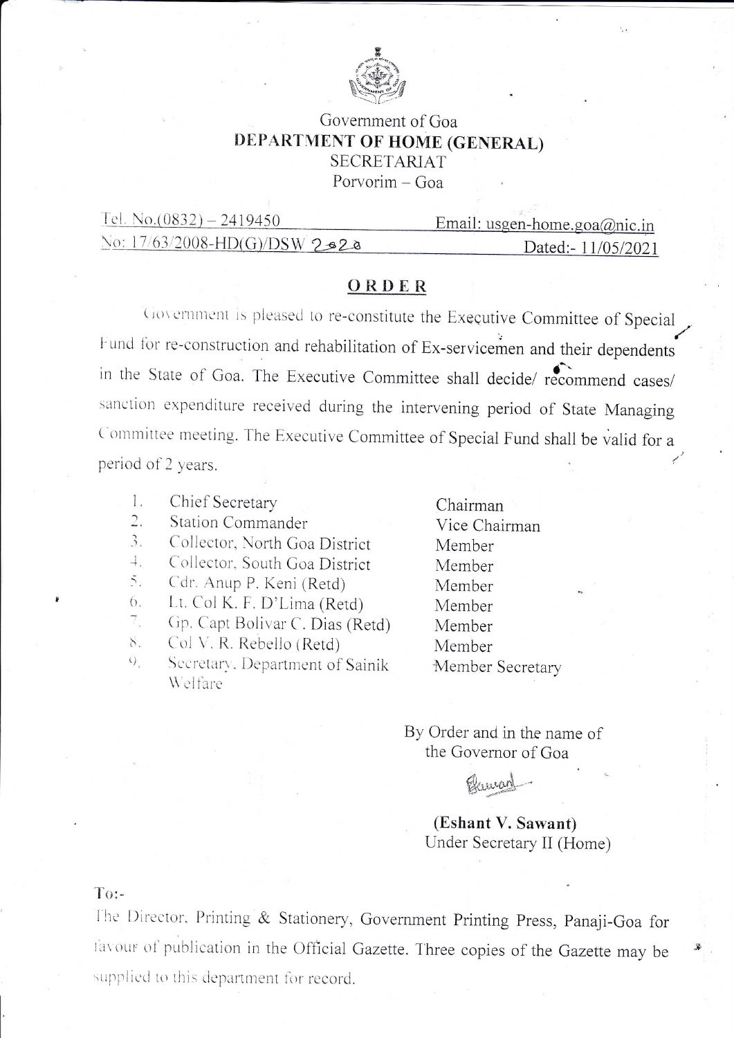Government of Goa

**DEPARTMENT OF HOME (GENERAL)**

SECRETARIAT

Porvorim – Goa

Tel. No.(0832) – 2419450 Email: usgen-home.goa@nic.in

No: 17/63/2008-HD(G)/DSW 2828 Dated:- 11/05/2021

## ORDER

Government is pleased to re-constitute the Executive Committee of Special Fund for re-construction and rehabilitation of Ex-servicemen and their dependents in the State of Goa. The Executive Committee shall decide/ recommend cases/ sanction expenditure received during the intervening period of State Managing Committee meeting. The Executive Committee of Special Fund shall be valid for a period of 2 years.

| | | |
|---|---|---|
| 1. | Chief Secretary | Chairman |
| 2. | Station Commander | Vice Chairman |
| 3. | Collector, North Goa District | Member |
| 4. | Collector, South Goa District | Member |
| 5. | Cdr. Anup P. Keni (Retd) | Member |
| 6. | Lt. Col K. F. D'Lima (Retd) | Member |
| 7. | Gp. Capt Bolivar C. Dias (Retd) | Member |
| 8. | Col V. R. Rebello (Retd) | Member |
| 9. | Secretary, Department of Sainik Welfare | Member Secretary |

By Order and in the name of the Governor of Goa

**(Eshant V. Sawant)**
Under Secretary II (Home)

To:-

The Director, Printing & Stationery, Government Printing Press, Panaji-Goa for favour of publication in the Official Gazette. Three copies of the Gazette may be supplied to this department for record.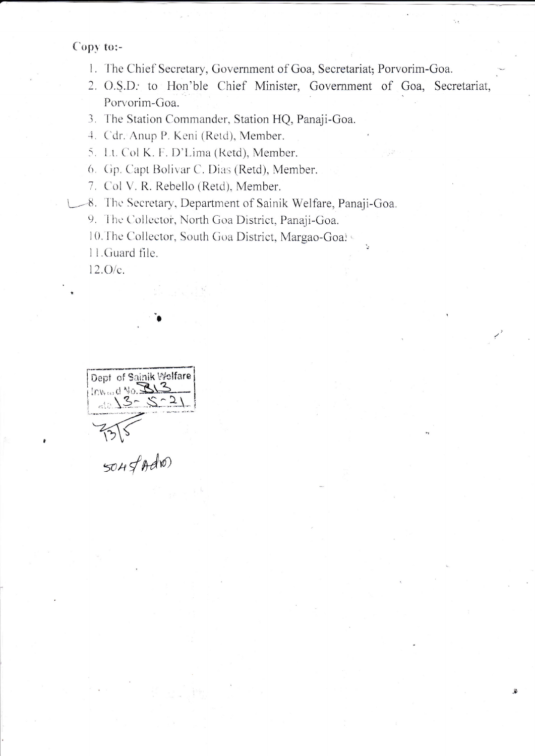Copy to:-

1. The Chief Secretary, Government of Goa, Secretariat, Porvorim-Goa.
2. O.S.D. to Hon'ble Chief Minister, Government of Goa, Secretariat, Porvorim-Goa.
3. The Station Commander, Station HQ, Panaji-Goa.
4. Cdr. Anup P. Keni (Retd), Member.
5. Lt. Col K. F. D'Lima (Retd), Member.
6. Gp. Capt Bolivar C. Dias (Retd), Member.
7. Col V. R. Rebello (Retd), Member.
8. The Secretary, Department of Sainik Welfare, Panaji-Goa.
9. The Collector, North Goa District, Panaji-Goa.
10. The Collector, South Goa District, Margao-Goa.
11. Guard file.
12. O/c.

Dept of Sainik Welfare
Inward No. 813
dt. 13-5-21

13/5

SO45/Adm